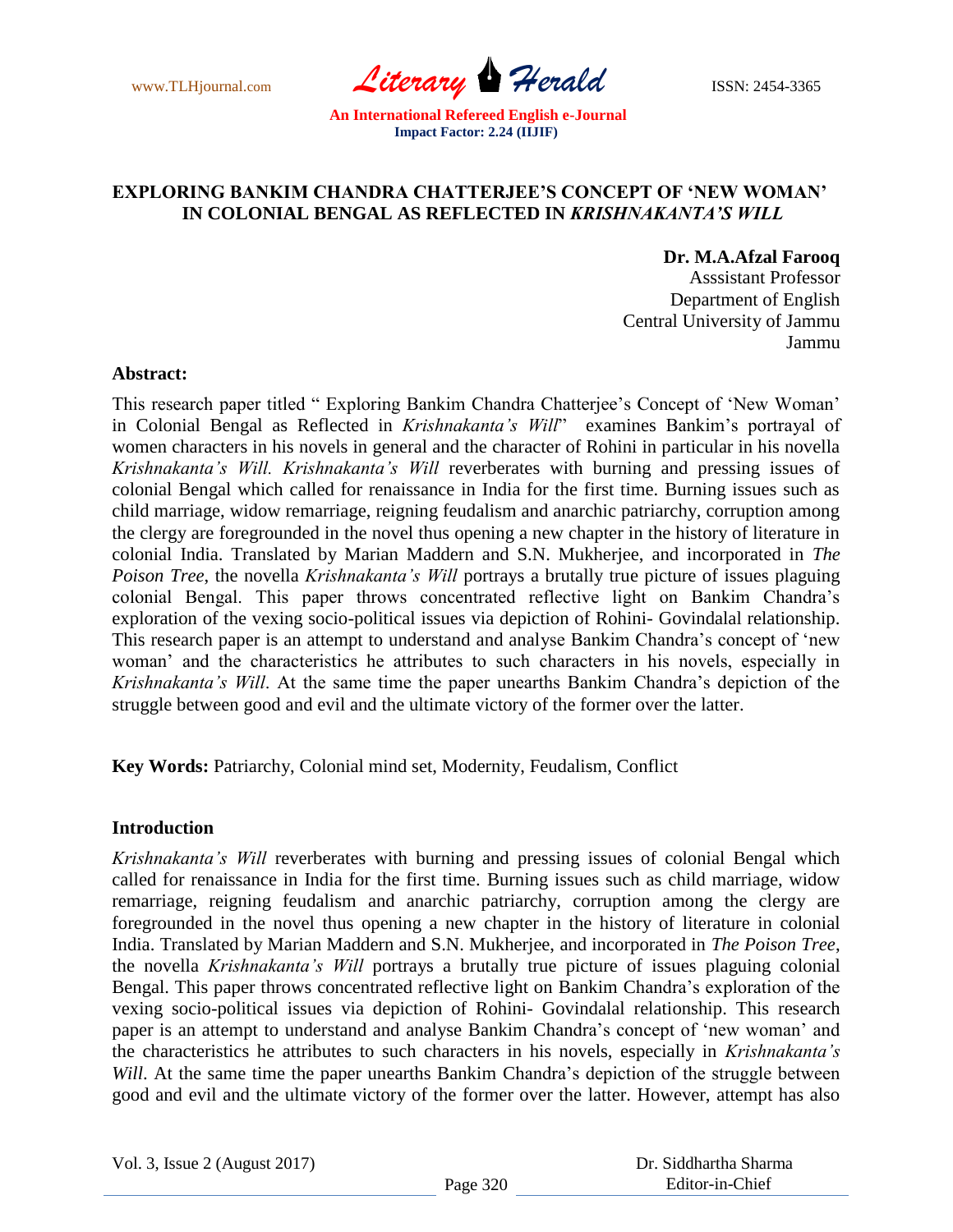# EXPLORING BANKIM CHANDRA CHATTERJEE'S CONCEPT OF 'NEW WOMAN' IN COLONIAL BENGAL AS REFLECTED IN *KRISHNAKANTA'S WILL*

**Dr. M.A.Afzal Farooq**
Asssistant Professor
Department of English
Central University of Jammu
Jammu

**Abstract:**

This research paper titled " Exploring Bankim Chandra Chatterjee's Concept of 'New Woman' in Colonial Bengal as Reflected in *Krishnakanta's Will*" examines Bankim's portrayal of women characters in his novels in general and the character of Rohini in particular in his novella *Krishnakanta's Will. Krishnakanta's Will* reverberates with burning and pressing issues of colonial Bengal which called for renaissance in India for the first time. Burning issues such as child marriage, widow remarriage, reigning feudalism and anarchic patriarchy, corruption among the clergy are foregrounded in the novel thus opening a new chapter in the history of literature in colonial India. Translated by Marian Maddern and S.N. Mukherjee, and incorporated in *The Poison Tree*, the novella *Krishnakanta's Will* portrays a brutally true picture of issues plaguing colonial Bengal. This paper throws concentrated reflective light on Bankim Chandra's exploration of the vexing socio-political issues via depiction of Rohini- Govindalal relationship. This research paper is an attempt to understand and analyse Bankim Chandra's concept of 'new woman' and the characteristics he attributes to such characters in his novels, especially in *Krishnakanta's Will*. At the same time the paper unearths Bankim Chandra's depiction of the struggle between good and evil and the ultimate victory of the former over the latter.

**Key Words:** Patriarchy, Colonial mind set, Modernity, Feudalism, Conflict

**Introduction**

*Krishnakanta's Will* reverberates with burning and pressing issues of colonial Bengal which called for renaissance in India for the first time. Burning issues such as child marriage, widow remarriage, reigning feudalism and anarchic patriarchy, corruption among the clergy are foregrounded in the novel thus opening a new chapter in the history of literature in colonial India. Translated by Marian Maddern and S.N. Mukherjee, and incorporated in *The Poison Tree*, the novella *Krishnakanta's Will* portrays a brutally true picture of issues plaguing colonial Bengal. This paper throws concentrated reflective light on Bankim Chandra's exploration of the vexing socio-political issues via depiction of Rohini- Govindalal relationship. This research paper is an attempt to understand and analyse Bankim Chandra's concept of 'new woman' and the characteristics he attributes to such characters in his novels, especially in *Krishnakanta's Will*. At the same time the paper unearths Bankim Chandra's depiction of the struggle between good and evil and the ultimate victory of the former over the latter. However, attempt has also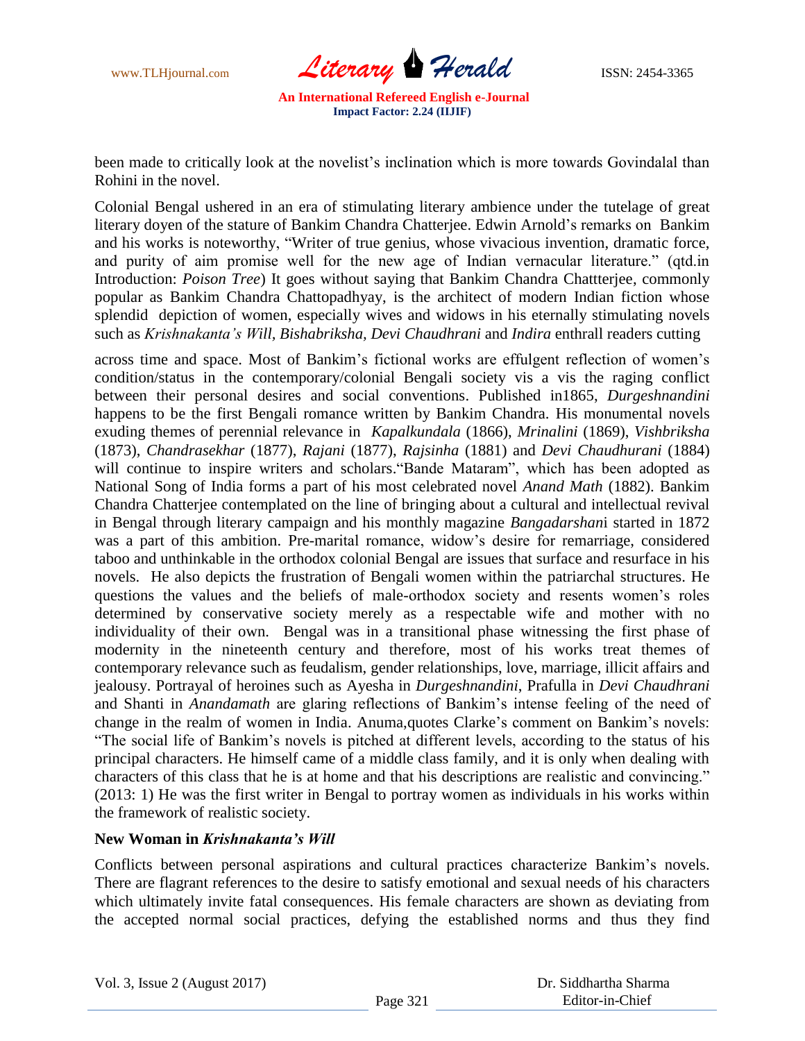been made to critically look at the novelist's inclination which is more towards Govindalal than Rohini in the novel.

Colonial Bengal ushered in an era of stimulating literary ambience under the tutelage of great literary doyen of the stature of Bankim Chandra Chatterjee. Edwin Arnold's remarks on Bankim and his works is noteworthy, "Writer of true genius, whose vivacious invention, dramatic force, and purity of aim promise well for the new age of Indian vernacular literature." (qtd.in Introduction: *Poison Tree*) It goes without saying that Bankim Chandra Chattterjee, commonly popular as Bankim Chandra Chattopadhyay, is the architect of modern Indian fiction whose splendid depiction of women, especially wives and widows in his eternally stimulating novels such as *Krishnakanta's Will*, *Bishabriksha*, *Devi Chaudhrani* and *Indira* enthrall readers cutting across time and space. Most of Bankim's fictional works are effulgent reflection of women's condition/status in the contemporary/colonial Bengali society vis a vis the raging conflict between their personal desires and social conventions. Published in1865, *Durgeshnandini* happens to be the first Bengali romance written by Bankim Chandra. His monumental novels exuding themes of perennial relevance in *Kapalkundala* (1866), *Mrinalini* (1869), *Vishbriksha* (1873), *Chandrasekhar* (1877), *Rajani* (1877), *Rajsinha* (1881) and *Devi Chaudhurani* (1884) will continue to inspire writers and scholars."Bande Mataram", which has been adopted as National Song of India forms a part of his most celebrated novel *Anand Math* (1882). Bankim Chandra Chatterjee contemplated on the line of bringing about a cultural and intellectual revival in Bengal through literary campaign and his monthly magazine *Bangadarshan*i started in 1872 was a part of this ambition. Pre-marital romance, widow's desire for remarriage, considered taboo and unthinkable in the orthodox colonial Bengal are issues that surface and resurface in his novels. He also depicts the frustration of Bengali women within the patriarchal structures. He questions the values and the beliefs of male-orthodox society and resents women's roles determined by conservative society merely as a respectable wife and mother with no individuality of their own. Bengal was in a transitional phase witnessing the first phase of modernity in the nineteenth century and therefore, most of his works treat themes of contemporary relevance such as feudalism, gender relationships, love, marriage, illicit affairs and jealousy. Portrayal of heroines such as Ayesha in *Durgeshnandini*, Prafulla in *Devi Chaudhrani* and Shanti in *Anandamath* are glaring reflections of Bankim's intense feeling of the need of change in the realm of women in India. Anuma,quotes Clarke's comment on Bankim's novels: "The social life of Bankim's novels is pitched at different levels, according to the status of his principal characters. He himself came of a middle class family, and it is only when dealing with characters of this class that he is at home and that his descriptions are realistic and convincing." (2013: 1) He was the first writer in Bengal to portray women as individuals in his works within the framework of realistic society.

**New Woman in *Krishnakanta's Will***

Conflicts between personal aspirations and cultural practices characterize Bankim's novels. There are flagrant references to the desire to satisfy emotional and sexual needs of his characters which ultimately invite fatal consequences. His female characters are shown as deviating from the accepted normal social practices, defying the established norms and thus they find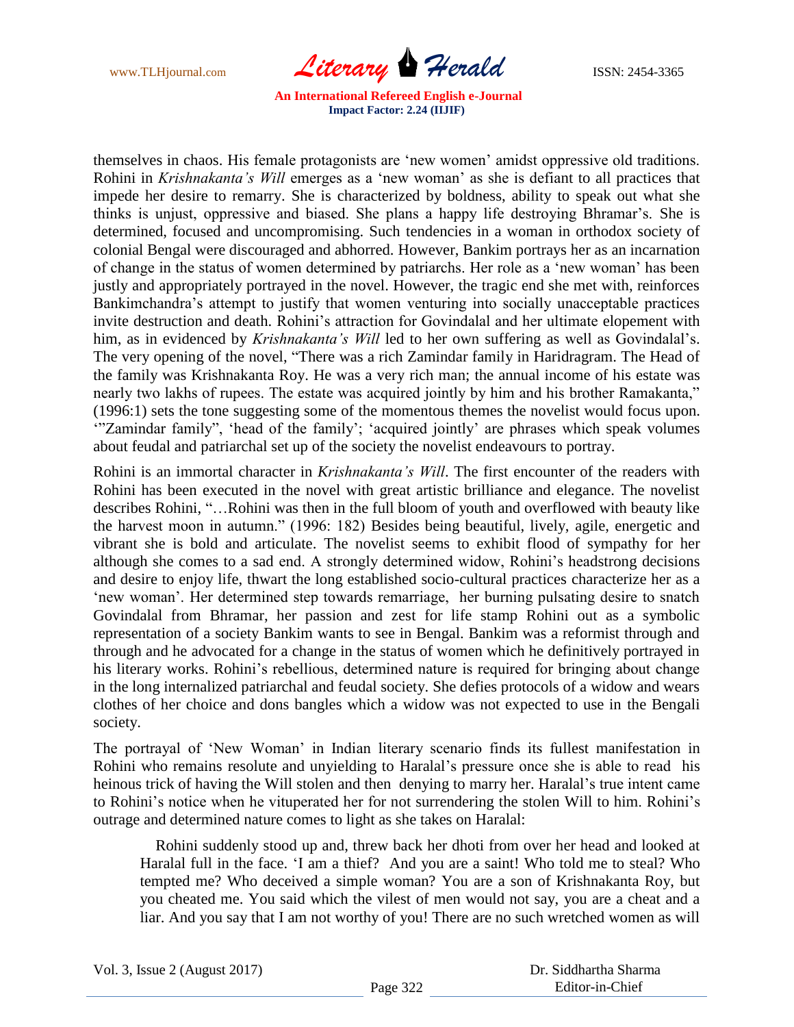themselves in chaos. His female protagonists are 'new women' amidst oppressive old traditions. Rohini in *Krishnakanta's Will* emerges as a 'new woman' as she is defiant to all practices that impede her desire to remarry. She is characterized by boldness, ability to speak out what she thinks is unjust, oppressive and biased. She plans a happy life destroying Bhramar's. She is determined, focused and uncompromising. Such tendencies in a woman in orthodox society of colonial Bengal were discouraged and abhorred. However, Bankim portrays her as an incarnation of change in the status of women determined by patriarchs. Her role as a 'new woman' has been justly and appropriately portrayed in the novel. However, the tragic end she met with, reinforces Bankimchandra's attempt to justify that women venturing into socially unacceptable practices invite destruction and death. Rohini's attraction for Govindalal and her ultimate elopement with him, as in evidenced by *Krishnakanta's Will* led to her own suffering as well as Govindalal's. The very opening of the novel, "There was a rich Zamindar family in Haridragram. The Head of the family was Krishnakanta Roy. He was a very rich man; the annual income of his estate was nearly two lakhs of rupees. The estate was acquired jointly by him and his brother Ramakanta," (1996:1) sets the tone suggesting some of the momentous themes the novelist would focus upon. '"Zamindar family", 'head of the family'; 'acquired jointly' are phrases which speak volumes about feudal and patriarchal set up of the society the novelist endeavours to portray.

Rohini is an immortal character in *Krishnakanta's Will*. The first encounter of the readers with Rohini has been executed in the novel with great artistic brilliance and elegance. The novelist describes Rohini, "…Rohini was then in the full bloom of youth and overflowed with beauty like the harvest moon in autumn." (1996: 182) Besides being beautiful, lively, agile, energetic and vibrant she is bold and articulate. The novelist seems to exhibit flood of sympathy for her although she comes to a sad end. A strongly determined widow, Rohini's headstrong decisions and desire to enjoy life, thwart the long established socio-cultural practices characterize her as a 'new woman'. Her determined step towards remarriage, her burning pulsating desire to snatch Govindalal from Bhramar, her passion and zest for life stamp Rohini out as a symbolic representation of a society Bankim wants to see in Bengal. Bankim was a reformist through and through and he advocated for a change in the status of women which he definitively portrayed in his literary works. Rohini's rebellious, determined nature is required for bringing about change in the long internalized patriarchal and feudal society. She defies protocols of a widow and wears clothes of her choice and dons bangles which a widow was not expected to use in the Bengali society.

The portrayal of 'New Woman' in Indian literary scenario finds its fullest manifestation in Rohini who remains resolute and unyielding to Haralal's pressure once she is able to read his heinous trick of having the Will stolen and then denying to marry her. Haralal's true intent came to Rohini's notice when he vituperated her for not surrendering the stolen Will to him. Rohini's outrage and determined nature comes to light as she takes on Haralal:

> Rohini suddenly stood up and, threw back her dhoti from over her head and looked at Haralal full in the face. 'I am a thief? And you are a saint! Who told me to steal? Who tempted me? Who deceived a simple woman? You are a son of Krishnakanta Roy, but you cheated me. You said which the vilest of men would not say, you are a cheat and a liar. And you say that I am not worthy of you! There are no such wretched women as will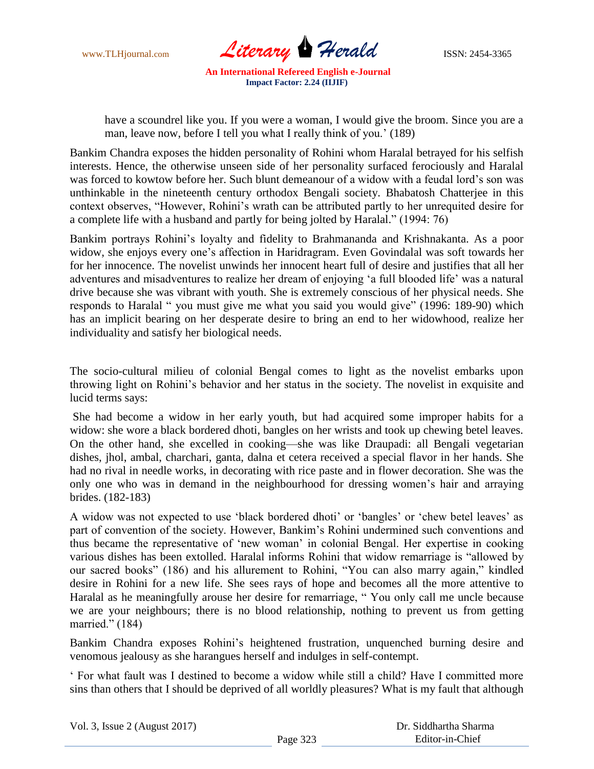> have a scoundrel like you. If you were a woman, I would give the broom. Since you are a man, leave now, before I tell you what I really think of you.' (189)

Bankim Chandra exposes the hidden personality of Rohini whom Haralal betrayed for his selfish interests. Hence, the otherwise unseen side of her personality surfaced ferociously and Haralal was forced to kowtow before her. Such blunt demeanour of a widow with a feudal lord's son was unthinkable in the nineteenth century orthodox Bengali society. Bhabatosh Chatterjee in this context observes, "However, Rohini's wrath can be attributed partly to her unrequited desire for a complete life with a husband and partly for being jolted by Haralal." (1994: 76)

Bankim portrays Rohini's loyalty and fidelity to Brahmananda and Krishnakanta. As a poor widow, she enjoys every one's affection in Haridragram. Even Govindalal was soft towards her for her innocence. The novelist unwinds her innocent heart full of desire and justifies that all her adventures and misadventures to realize her dream of enjoying 'a full blooded life' was a natural drive because she was vibrant with youth. She is extremely conscious of her physical needs. She responds to Haralal " you must give me what you said you would give" (1996: 189-90) which has an implicit bearing on her desperate desire to bring an end to her widowhood, realize her individuality and satisfy her biological needs.

The socio-cultural milieu of colonial Bengal comes to light as the novelist embarks upon throwing light on Rohini's behavior and her status in the society. The novelist in exquisite and lucid terms says:

> She had become a widow in her early youth, but had acquired some improper habits for a widow: she wore a black bordered dhoti, bangles on her wrists and took up chewing betel leaves. On the other hand, she excelled in cooking—she was like Draupadi: all Bengali vegetarian dishes, jhol, ambal, charchari, ganta, dalna et cetera received a special flavor in her hands. She had no rival in needle works, in decorating with rice paste and in flower decoration. She was the only one who was in demand in the neighbourhood for dressing women's hair and arraying brides. (182-183)

A widow was not expected to use 'black bordered dhoti' or 'bangles' or 'chew betel leaves' as part of convention of the society. However, Bankim's Rohini undermined such conventions and thus became the representative of 'new woman' in colonial Bengal. Her expertise in cooking various dishes has been extolled. Haralal informs Rohini that widow remarriage is "allowed by our sacred books" (186) and his allurement to Rohini, "You can also marry again," kindled desire in Rohini for a new life. She sees rays of hope and becomes all the more attentive to Haralal as he meaningfully arouse her desire for remarriage, " You only call me uncle because we are your neighbours; there is no blood relationship, nothing to prevent us from getting married." (184)

Bankim Chandra exposes Rohini's heightened frustration, unquenched burning desire and venomous jealousy as she harangues herself and indulges in self-contempt.

' For what fault was I destined to become a widow while still a child? Have I committed more sins than others that I should be deprived of all worldly pleasures? What is my fault that although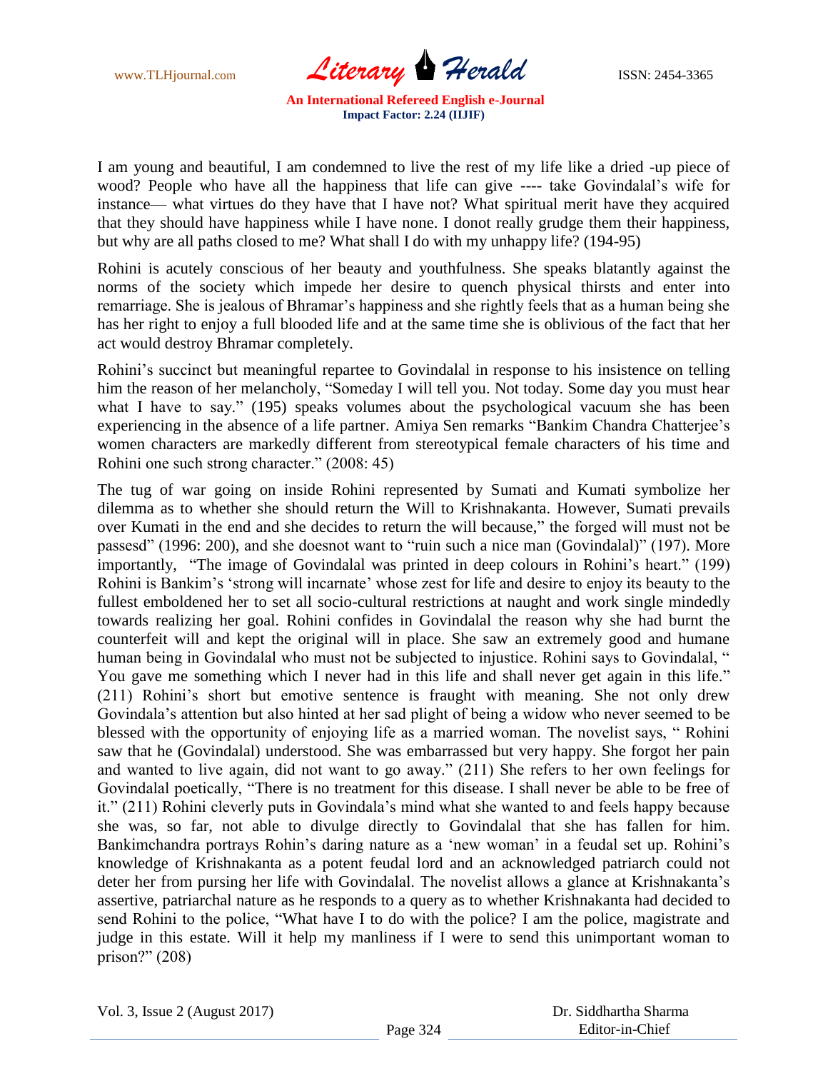I am young and beautiful, I am condemned to live the rest of my life like a dried -up piece of wood? People who have all the happiness that life can give ---- take Govindalal's wife for instance— what virtues do they have that I have not? What spiritual merit have they acquired that they should have happiness while I have none. I donot really grudge them their happiness, but why are all paths closed to me? What shall I do with my unhappy life? (194-95)

Rohini is acutely conscious of her beauty and youthfulness. She speaks blatantly against the norms of the society which impede her desire to quench physical thirsts and enter into remarriage. She is jealous of Bhramar's happiness and she rightly feels that as a human being she has her right to enjoy a full blooded life and at the same time she is oblivious of the fact that her act would destroy Bhramar completely.

Rohini's succinct but meaningful repartee to Govindalal in response to his insistence on telling him the reason of her melancholy, "Someday I will tell you. Not today. Some day you must hear what I have to say." (195) speaks volumes about the psychological vacuum she has been experiencing in the absence of a life partner. Amiya Sen remarks "Bankim Chandra Chatterjee's women characters are markedly different from stereotypical female characters of his time and Rohini one such strong character." (2008: 45)

The tug of war going on inside Rohini represented by Sumati and Kumati symbolize her dilemma as to whether she should return the Will to Krishnakanta. However, Sumati prevails over Kumati in the end and she decides to return the will because," the forged will must not be passesd" (1996: 200), and she doesnot want to "ruin such a nice man (Govindalal)" (197). More importantly, "The image of Govindalal was printed in deep colours in Rohini's heart." (199) Rohini is Bankim's 'strong will incarnate' whose zest for life and desire to enjoy its beauty to the fullest emboldened her to set all socio-cultural restrictions at naught and work single mindedly towards realizing her goal. Rohini confides in Govindalal the reason why she had burnt the counterfeit will and kept the original will in place. She saw an extremely good and humane human being in Govindalal who must not be subjected to injustice. Rohini says to Govindalal, " You gave me something which I never had in this life and shall never get again in this life." (211) Rohini's short but emotive sentence is fraught with meaning. She not only drew Govindala's attention but also hinted at her sad plight of being a widow who never seemed to be blessed with the opportunity of enjoying life as a married woman. The novelist says, " Rohini saw that he (Govindalal) understood. She was embarrassed but very happy. She forgot her pain and wanted to live again, did not want to go away." (211) She refers to her own feelings for Govindalal poetically, "There is no treatment for this disease. I shall never be able to be free of it." (211) Rohini cleverly puts in Govindala's mind what she wanted to and feels happy because she was, so far, not able to divulge directly to Govindalal that she has fallen for him. Bankimchandra portrays Rohin's daring nature as a 'new woman' in a feudal set up. Rohini's knowledge of Krishnakanta as a potent feudal lord and an acknowledged patriarch could not deter her from pursing her life with Govindalal. The novelist allows a glance at Krishnakanta's assertive, patriarchal nature as he responds to a query as to whether Krishnakanta had decided to send Rohini to the police, "What have I to do with the police? I am the police, magistrate and judge in this estate. Will it help my manliness if I were to send this unimportant woman to prison?" (208)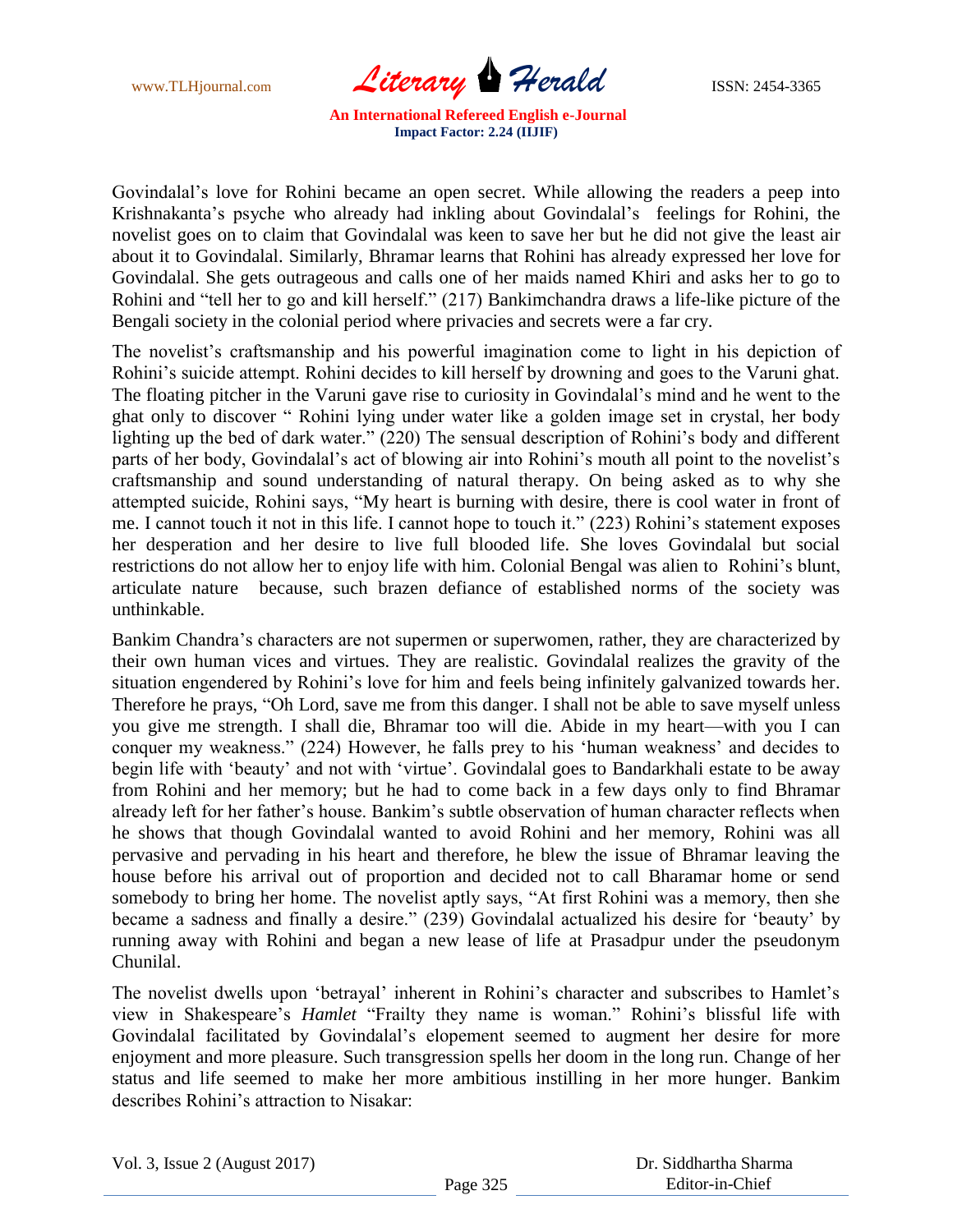Govindalal's love for Rohini became an open secret. While allowing the readers a peep into Krishnakanta's psyche who already had inkling about Govindalal's feelings for Rohini, the novelist goes on to claim that Govindalal was keen to save her but he did not give the least air about it to Govindalal. Similarly, Bhramar learns that Rohini has already expressed her love for Govindalal. She gets outrageous and calls one of her maids named Khiri and asks her to go to Rohini and "tell her to go and kill herself." (217) Bankimchandra draws a life-like picture of the Bengali society in the colonial period where privacies and secrets were a far cry.

The novelist's craftsmanship and his powerful imagination come to light in his depiction of Rohini's suicide attempt. Rohini decides to kill herself by drowning and goes to the Varuni ghat. The floating pitcher in the Varuni gave rise to curiosity in Govindalal's mind and he went to the ghat only to discover " Rohini lying under water like a golden image set in crystal, her body lighting up the bed of dark water." (220) The sensual description of Rohini's body and different parts of her body, Govindalal's act of blowing air into Rohini's mouth all point to the novelist's craftsmanship and sound understanding of natural therapy. On being asked as to why she attempted suicide, Rohini says, "My heart is burning with desire, there is cool water in front of me. I cannot touch it not in this life. I cannot hope to touch it." (223) Rohini's statement exposes her desperation and her desire to live full blooded life. She loves Govindalal but social restrictions do not allow her to enjoy life with him. Colonial Bengal was alien to Rohini's blunt, articulate nature because, such brazen defiance of established norms of the society was unthinkable.

Bankim Chandra's characters are not supermen or superwomen, rather, they are characterized by their own human vices and virtues. They are realistic. Govindalal realizes the gravity of the situation engendered by Rohini's love for him and feels being infinitely galvanized towards her. Therefore he prays, "Oh Lord, save me from this danger. I shall not be able to save myself unless you give me strength. I shall die, Bhramar too will die. Abide in my heart—with you I can conquer my weakness." (224) However, he falls prey to his 'human weakness' and decides to begin life with 'beauty' and not with 'virtue'. Govindalal goes to Bandarkhali estate to be away from Rohini and her memory; but he had to come back in a few days only to find Bhramar already left for her father's house. Bankim's subtle observation of human character reflects when he shows that though Govindalal wanted to avoid Rohini and her memory, Rohini was all pervasive and pervading in his heart and therefore, he blew the issue of Bhramar leaving the house before his arrival out of proportion and decided not to call Bharamar home or send somebody to bring her home. The novelist aptly says, "At first Rohini was a memory, then she became a sadness and finally a desire." (239) Govindalal actualized his desire for 'beauty' by running away with Rohini and began a new lease of life at Prasadpur under the pseudonym Chunilal.

The novelist dwells upon 'betrayal' inherent in Rohini's character and subscribes to Hamlet's view in Shakespeare's *Hamlet* "Frailty they name is woman." Rohini's blissful life with Govindalal facilitated by Govindalal's elopement seemed to augment her desire for more enjoyment and more pleasure. Such transgression spells her doom in the long run. Change of her status and life seemed to make her more ambitious instilling in her more hunger. Bankim describes Rohini's attraction to Nisakar: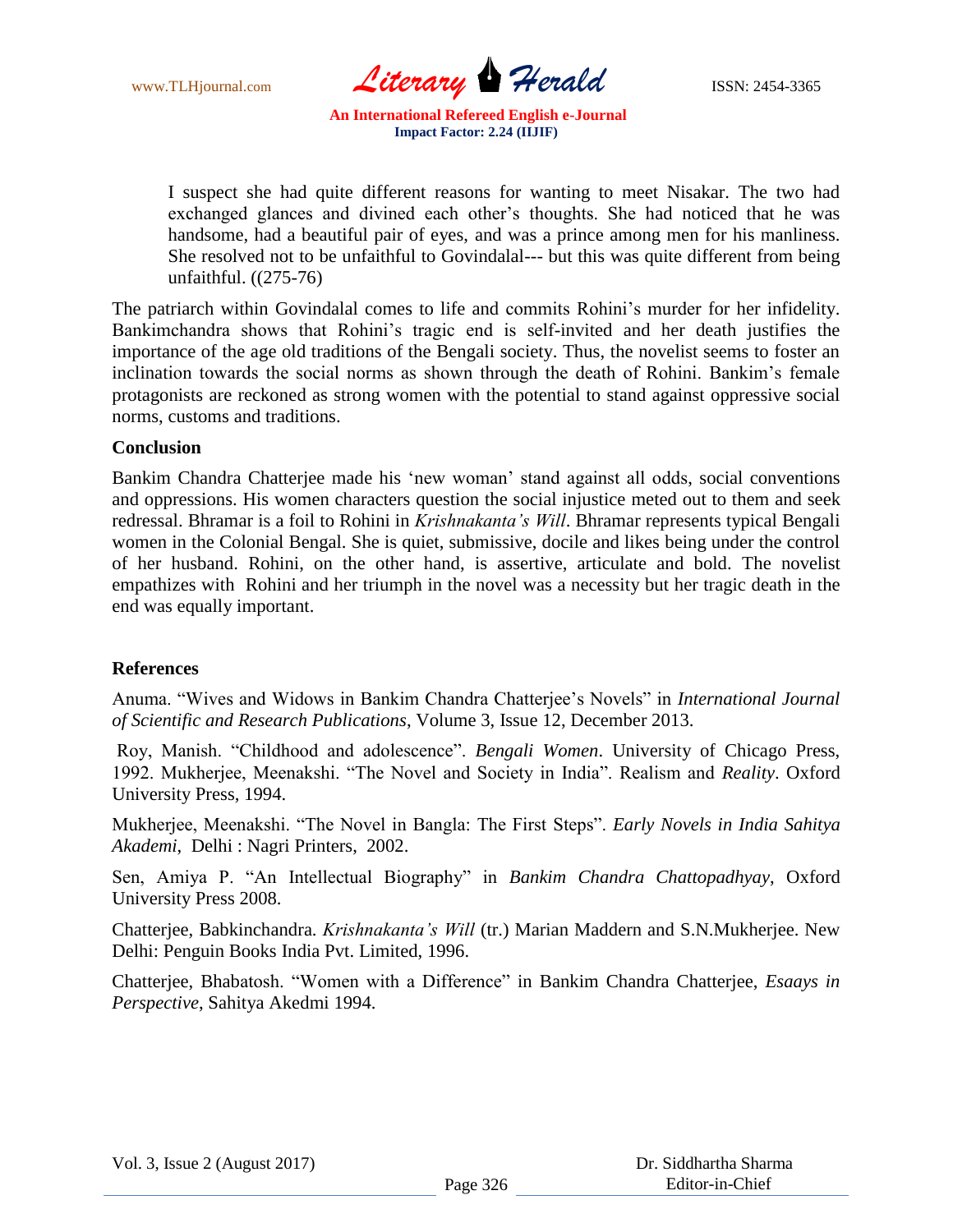> I suspect she had quite different reasons for wanting to meet Nisakar. The two had exchanged glances and divined each other's thoughts. She had noticed that he was handsome, had a beautiful pair of eyes, and was a prince among men for his manliness. She resolved not to be unfaithful to Govindalal--- but this was quite different from being unfaithful. ((275-76)

The patriarch within Govindalal comes to life and commits Rohini's murder for her infidelity. Bankimchandra shows that Rohini's tragic end is self-invited and her death justifies the importance of the age old traditions of the Bengali society. Thus, the novelist seems to foster an inclination towards the social norms as shown through the death of Rohini. Bankim's female protagonists are reckoned as strong women with the potential to stand against oppressive social norms, customs and traditions.

**Conclusion**

Bankim Chandra Chatterjee made his 'new woman' stand against all odds, social conventions and oppressions. His women characters question the social injustice meted out to them and seek redressal. Bhramar is a foil to Rohini in *Krishnakanta's Will*. Bhramar represents typical Bengali women in the Colonial Bengal. She is quiet, submissive, docile and likes being under the control of her husband. Rohini, on the other hand, is assertive, articulate and bold. The novelist empathizes with Rohini and her triumph in the novel was a necessity but her tragic death in the end was equally important.

**References**

Anuma. "Wives and Widows in Bankim Chandra Chatterjee's Novels" in *International Journal of Scientific and Research Publications*, Volume 3, Issue 12, December 2013.

Roy, Manish. "Childhood and adolescence". *Bengali Women*. University of Chicago Press, 1992. Mukherjee, Meenakshi. "The Novel and Society in India". Realism and *Reality*. Oxford University Press, 1994.

Mukherjee, Meenakshi. "The Novel in Bangla: The First Steps". *Early Novels in India Sahitya Akademi*, Delhi : Nagri Printers, 2002.

Sen, Amiya P. "An Intellectual Biography" in *Bankim Chandra Chattopadhyay*, Oxford University Press 2008.

Chatterjee, Babkinchandra. *Krishnakanta's Will* (tr.) Marian Maddern and S.N.Mukherjee. New Delhi: Penguin Books India Pvt. Limited, 1996.

Chatterjee, Bhabatosh. "Women with a Difference" in Bankim Chandra Chatterjee, *Esaays in Perspective*, Sahitya Akedmi 1994.